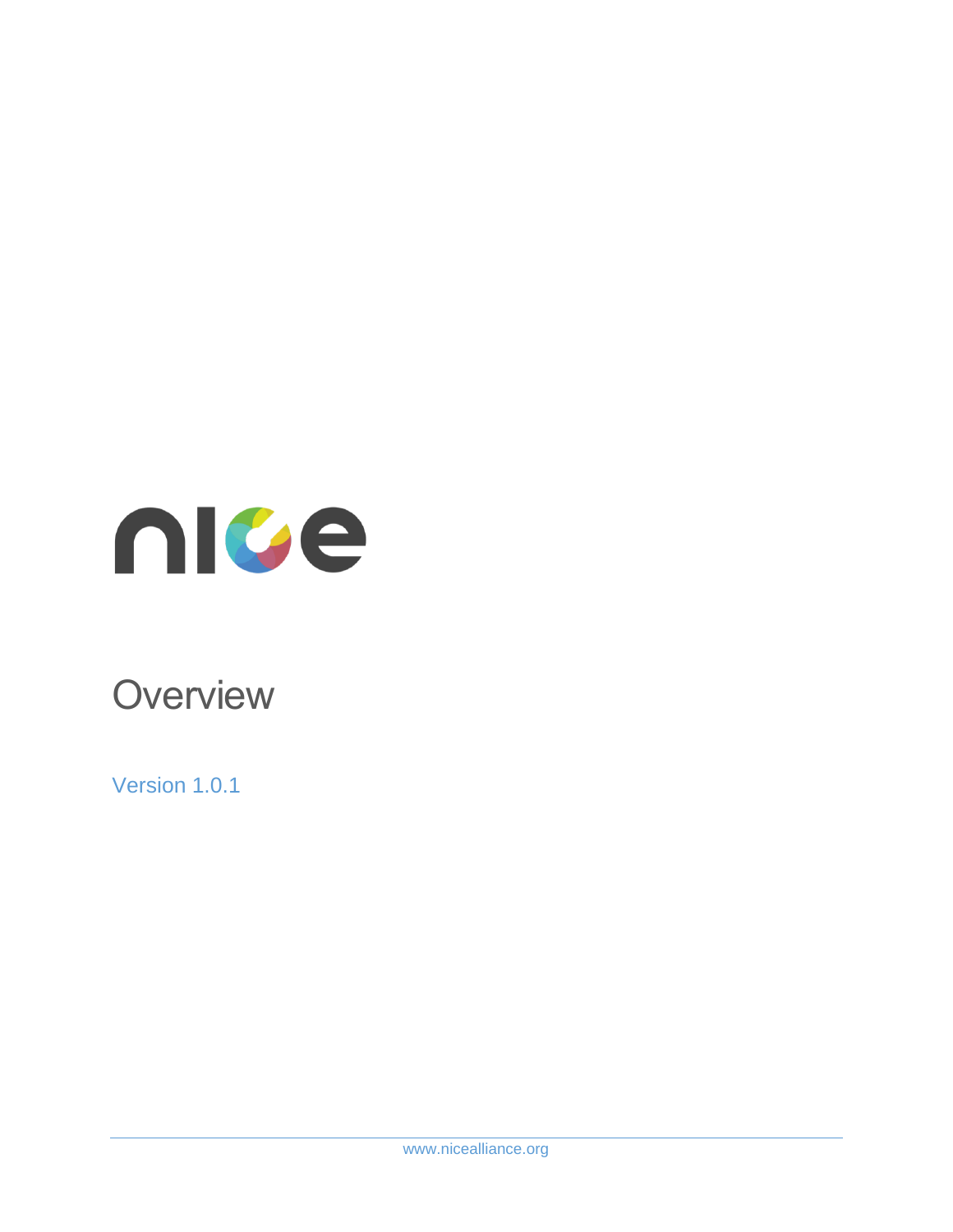# nice

# Overview

Version 1.0.1

www.nicealliance.org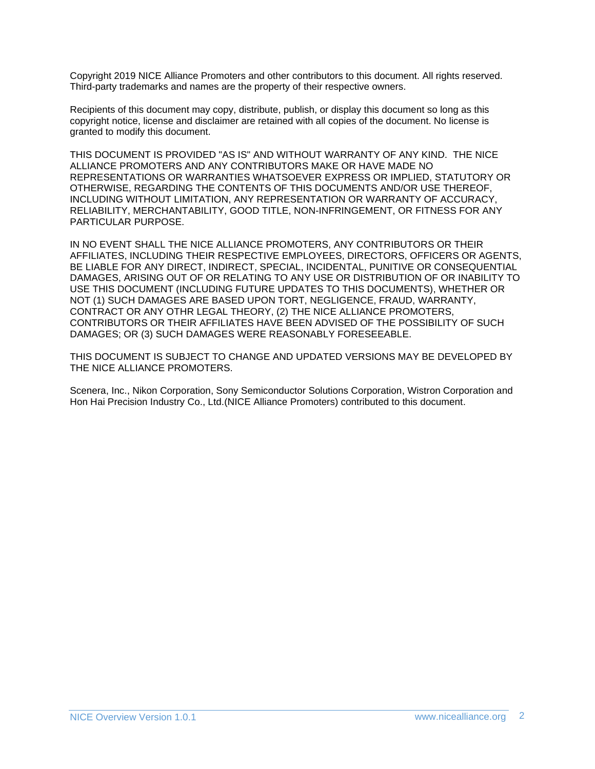Copyright 2019 NICE Alliance Promoters and other contributors to this document. All rights reserved. Third-party trademarks and names are the property of their respective owners.

Recipients of this document may copy, distribute, publish, or display this document so long as this copyright notice, license and disclaimer are retained with all copies of the document. No license is granted to modify this document.

THIS DOCUMENT IS PROVIDED "AS IS" AND WITHOUT WARRANTY OF ANY KIND. THE NICE ALLIANCE PROMOTERS AND ANY CONTRIBUTORS MAKE OR HAVE MADE NO REPRESENTATIONS OR WARRANTIES WHATSOEVER EXPRESS OR IMPLIED, STATUTORY OR OTHERWISE, REGARDING THE CONTENTS OF THIS DOCUMENTS AND/OR USE THEREOF, INCLUDING WITHOUT LIMITATION, ANY REPRESENTATION OR WARRANTY OF ACCURACY, RELIABILITY, MERCHANTABILITY, GOOD TITLE, NON-INFRINGEMENT, OR FITNESS FOR ANY PARTICULAR PURPOSE.

IN NO EVENT SHALL THE NICE ALLIANCE PROMOTERS, ANY CONTRIBUTORS OR THEIR AFFILIATES, INCLUDING THEIR RESPECTIVE EMPLOYEES, DIRECTORS, OFFICERS OR AGENTS, BE LIABLE FOR ANY DIRECT, INDIRECT, SPECIAL, INCIDENTAL, PUNITIVE OR CONSEQUENTIAL DAMAGES, ARISING OUT OF OR RELATING TO ANY USE OR DISTRIBUTION OF OR INABILITY TO USE THIS DOCUMENT (INCLUDING FUTURE UPDATES TO THIS DOCUMENTS), WHETHER OR NOT (1) SUCH DAMAGES ARE BASED UPON TORT, NEGLIGENCE, FRAUD, WARRANTY, CONTRACT OR ANY OTHR LEGAL THEORY, (2) THE NICE ALLIANCE PROMOTERS, CONTRIBUTORS OR THEIR AFFILIATES HAVE BEEN ADVISED OF THE POSSIBILITY OF SUCH DAMAGES; OR (3) SUCH DAMAGES WERE REASONABLY FORESEEABLE.

THIS DOCUMENT IS SUBJECT TO CHANGE AND UPDATED VERSIONS MAY BE DEVELOPED BY THE NICE ALLIANCE PROMOTERS.

Scenera, Inc., Nikon Corporation, Sony Semiconductor Solutions Corporation, Wistron Corporation and Hon Hai Precision Industry Co., Ltd.(NICE Alliance Promoters) contributed to this document.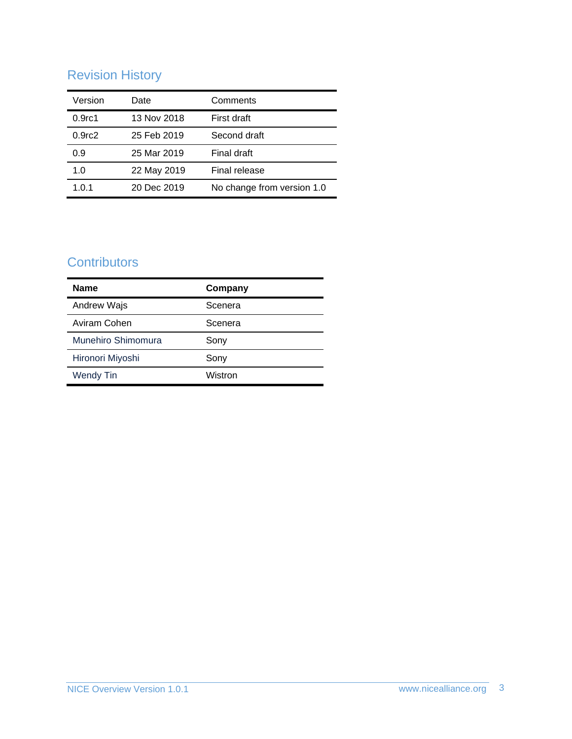## Revision History

| Version | Date | Comments |
|---|---|---|
| 0.9rc1 | 13 Nov 2018 | First draft |
| 0.9rc2 | 25 Feb 2019 | Second draft |
| 0.9 | 25 Mar 2019 | Final draft |
| 1.0 | 22 May 2019 | Final release |
| 1.0.1 | 20 Dec 2019 | No change from version 1.0 |

## Contributors

| **Name** | **Company** |
|---|---|
| Andrew Wajs | Scenera |
| Aviram Cohen | Scenera |
| Munehiro Shimomura | Sony |
| Hironori Miyoshi | Sony |
| Wendy Tin | Wistron |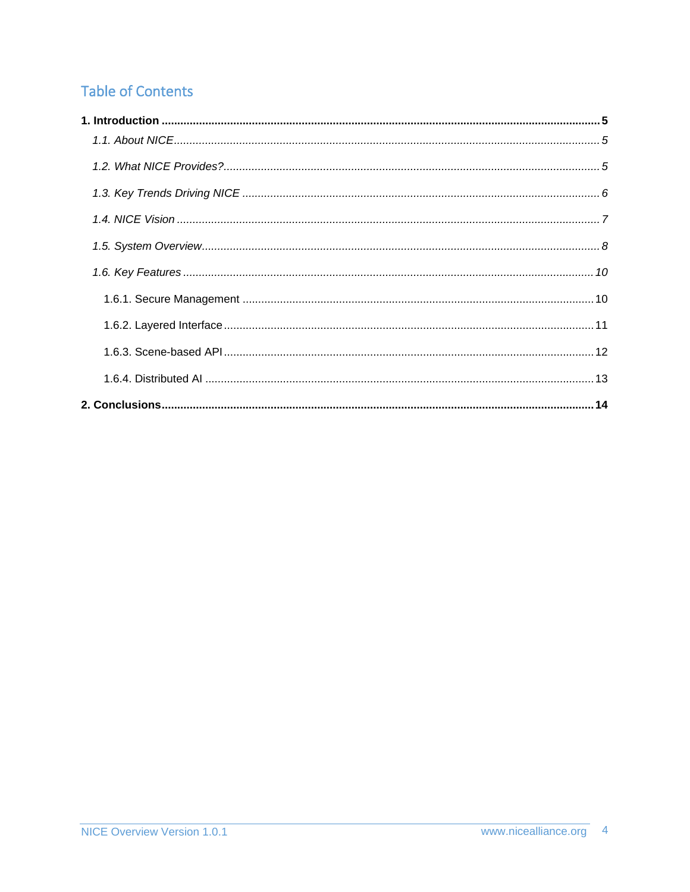# Table of Contents

**1. Introduction ........ 5**

*1.1. About NICE ........ 5*

*1.2. What NICE Provides? ........ 5*

*1.3. Key Trends Driving NICE ........ 6*

*1.4. NICE Vision ........ 7*

*1.5. System Overview ........ 8*

*1.6. Key Features ........ 10*

1.6.1. Secure Management ........ 10

1.6.2. Layered Interface ........ 11

1.6.3. Scene-based API ........ 12

1.6.4. Distributed AI ........ 13

**2. Conclusions ........ 14**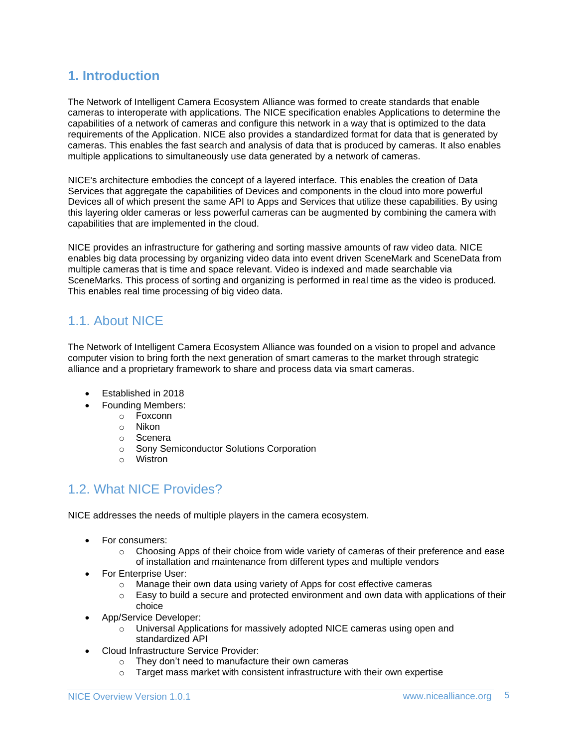# 1. Introduction

The Network of Intelligent Camera Ecosystem Alliance was formed to create standards that enable cameras to interoperate with applications. The NICE specification enables Applications to determine the capabilities of a network of cameras and configure this network in a way that is optimized to the data requirements of the Application. NICE also provides a standardized format for data that is generated by cameras. This enables the fast search and analysis of data that is produced by cameras. It also enables multiple applications to simultaneously use data generated by a network of cameras.

NICE's architecture embodies the concept of a layered interface. This enables the creation of Data Services that aggregate the capabilities of Devices and components in the cloud into more powerful Devices all of which present the same API to Apps and Services that utilize these capabilities. By using this layering older cameras or less powerful cameras can be augmented by combining the camera with capabilities that are implemented in the cloud.

NICE provides an infrastructure for gathering and sorting massive amounts of raw video data. NICE enables big data processing by organizing video data into event driven SceneMark and SceneData from multiple cameras that is time and space relevant. Video is indexed and made searchable via SceneMarks. This process of sorting and organizing is performed in real time as the video is produced. This enables real time processing of big video data.

## 1.1. About NICE

The Network of Intelligent Camera Ecosystem Alliance was founded on a vision to propel and advance computer vision to bring forth the next generation of smart cameras to the market through strategic alliance and a proprietary framework to share and process data via smart cameras.

- Established in 2018
- Founding Members:
  - Foxconn
  - Nikon
  - Scenera
  - Sony Semiconductor Solutions Corporation
  - Wistron

## 1.2. What NICE Provides?

NICE addresses the needs of multiple players in the camera ecosystem.

- For consumers:
  - Choosing Apps of their choice from wide variety of cameras of their preference and ease of installation and maintenance from different types and multiple vendors
- For Enterprise User:
  - Manage their own data using variety of Apps for cost effective cameras
  - Easy to build a secure and protected environment and own data with applications of their choice
- App/Service Developer:
  - Universal Applications for massively adopted NICE cameras using open and standardized API
- Cloud Infrastructure Service Provider:
  - They don't need to manufacture their own cameras
  - Target mass market with consistent infrastructure with their own expertise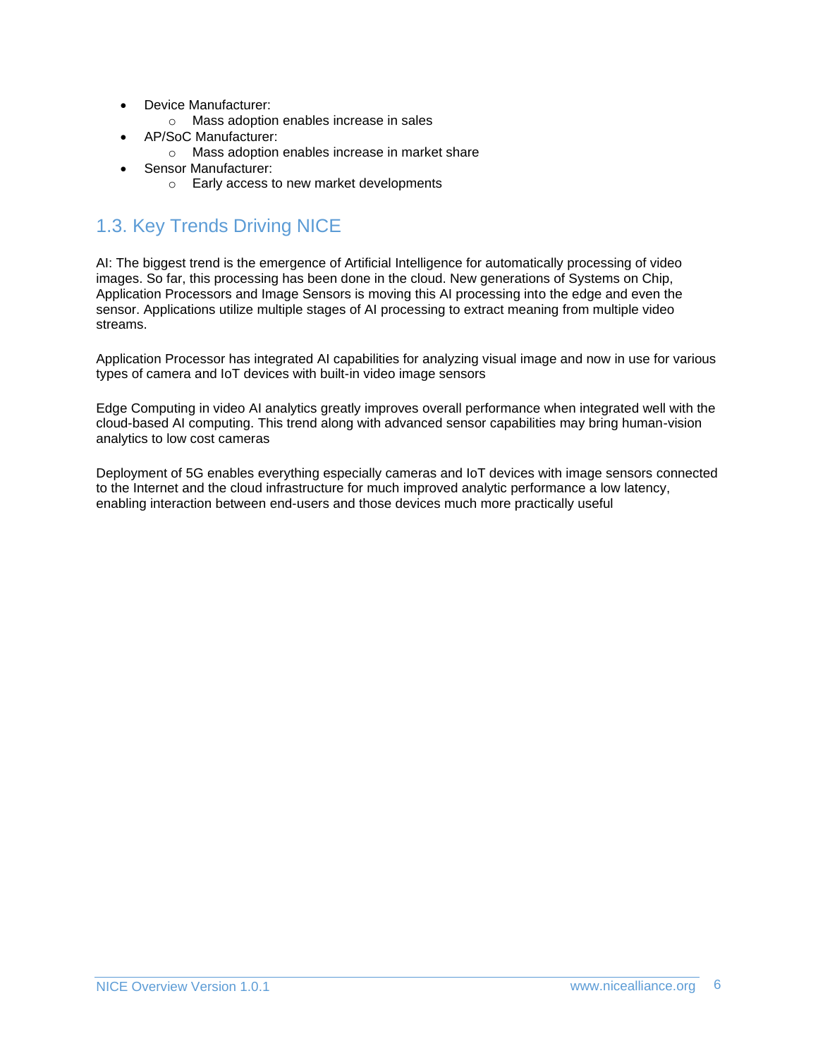- Device Manufacturer:
    - Mass adoption enables increase in sales
- AP/SoC Manufacturer:
    - Mass adoption enables increase in market share
- Sensor Manufacturer:
    - Early access to new market developments

## 1.3. Key Trends Driving NICE

AI: The biggest trend is the emergence of Artificial Intelligence for automatically processing of video images. So far, this processing has been done in the cloud. New generations of Systems on Chip, Application Processors and Image Sensors is moving this AI processing into the edge and even the sensor. Applications utilize multiple stages of AI processing to extract meaning from multiple video streams.

Application Processor has integrated AI capabilities for analyzing visual image and now in use for various types of camera and IoT devices with built-in video image sensors

Edge Computing in video AI analytics greatly improves overall performance when integrated well with the cloud-based AI computing. This trend along with advanced sensor capabilities may bring human-vision analytics to low cost cameras

Deployment of 5G enables everything especially cameras and IoT devices with image sensors connected to the Internet and the cloud infrastructure for much improved analytic performance a low latency, enabling interaction between end-users and those devices much more practically useful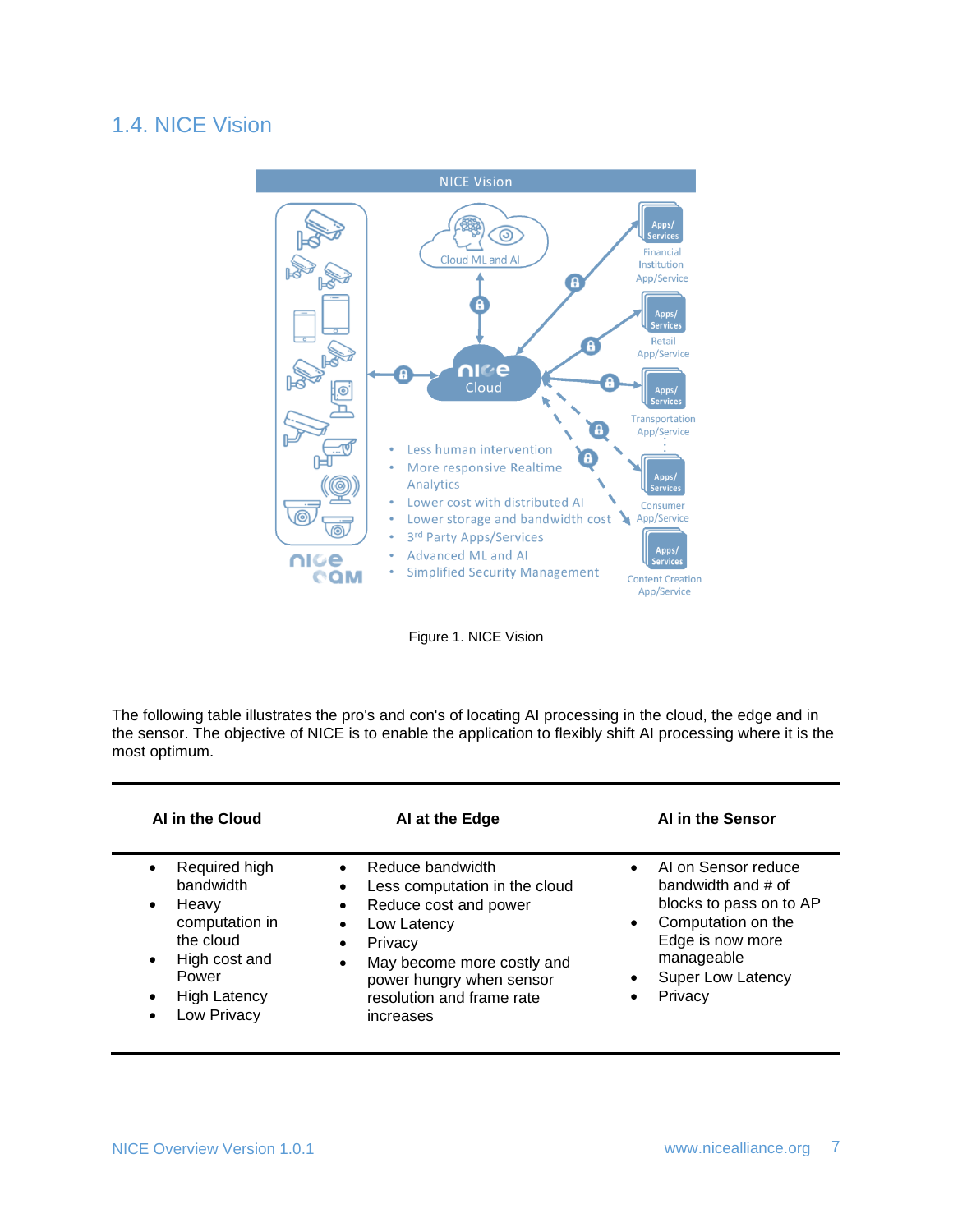## 1.4. NICE Vision

Figure 1. NICE Vision

The following table illustrates the pro's and con's of locating AI processing in the cloud, the edge and in the sensor. The objective of NICE is to enable the application to flexibly shift AI processing where it is the most optimum.

| AI in the Cloud | AI at the Edge | AI in the Sensor |
|---|---|---|
| • Required high bandwidth<br>• Heavy computation in the cloud<br>• High cost and Power<br>• High Latency<br>• Low Privacy | • Reduce bandwidth<br>• Less computation in the cloud<br>• Reduce cost and power<br>• Low Latency<br>• Privacy<br>• May become more costly and power hungry when sensor resolution and frame rate increases | • AI on Sensor reduce bandwidth and # of blocks to pass on to AP<br>• Computation on the Edge is now more manageable<br>• Super Low Latency<br>• Privacy |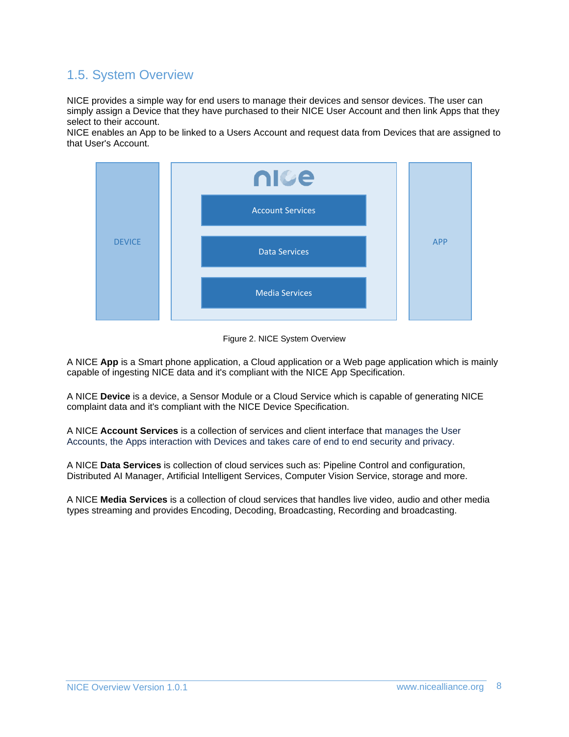## 1.5. System Overview

NICE provides a simple way for end users to manage their devices and sensor devices. The user can simply assign a Device that they have purchased to their NICE User Account and then link Apps that they select to their account.
NICE enables an App to be linked to a Users Account and request data from Devices that are assigned to that User's Account.

DEVICE

nice

Account Services

Data Services

Media Services

APP

Figure 2. NICE System Overview

A NICE **App** is a Smart phone application, a Cloud application or a Web page application which is mainly capable of ingesting NICE data and it's compliant with the NICE App Specification.

A NICE **Device** is a device, a Sensor Module or a Cloud Service which is capable of generating NICE complaint data and it's compliant with the NICE Device Specification.

A NICE **Account Services** is a collection of services and client interface that manages the User Accounts, the Apps interaction with Devices and takes care of end to end security and privacy.

A NICE **Data Services** is collection of cloud services such as: Pipeline Control and configuration, Distributed AI Manager, Artificial Intelligent Services, Computer Vision Service, storage and more.

A NICE **Media Services** is a collection of cloud services that handles live video, audio and other media types streaming and provides Encoding, Decoding, Broadcasting, Recording and broadcasting.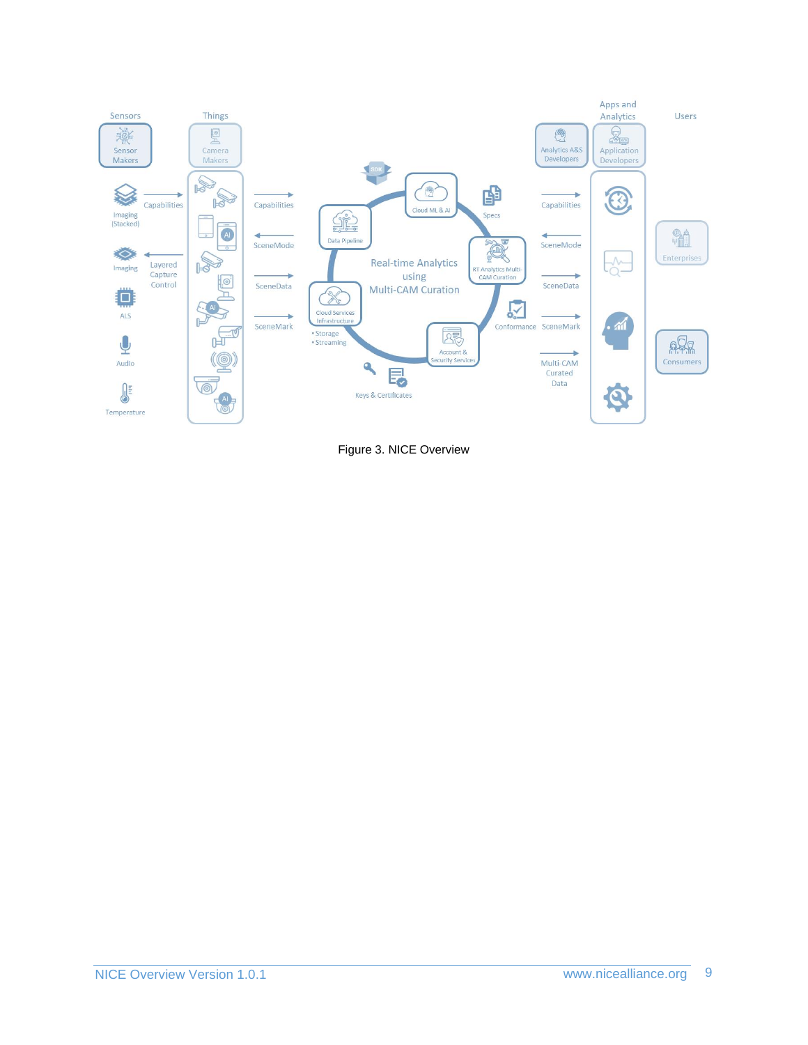Figure 3. NICE Overview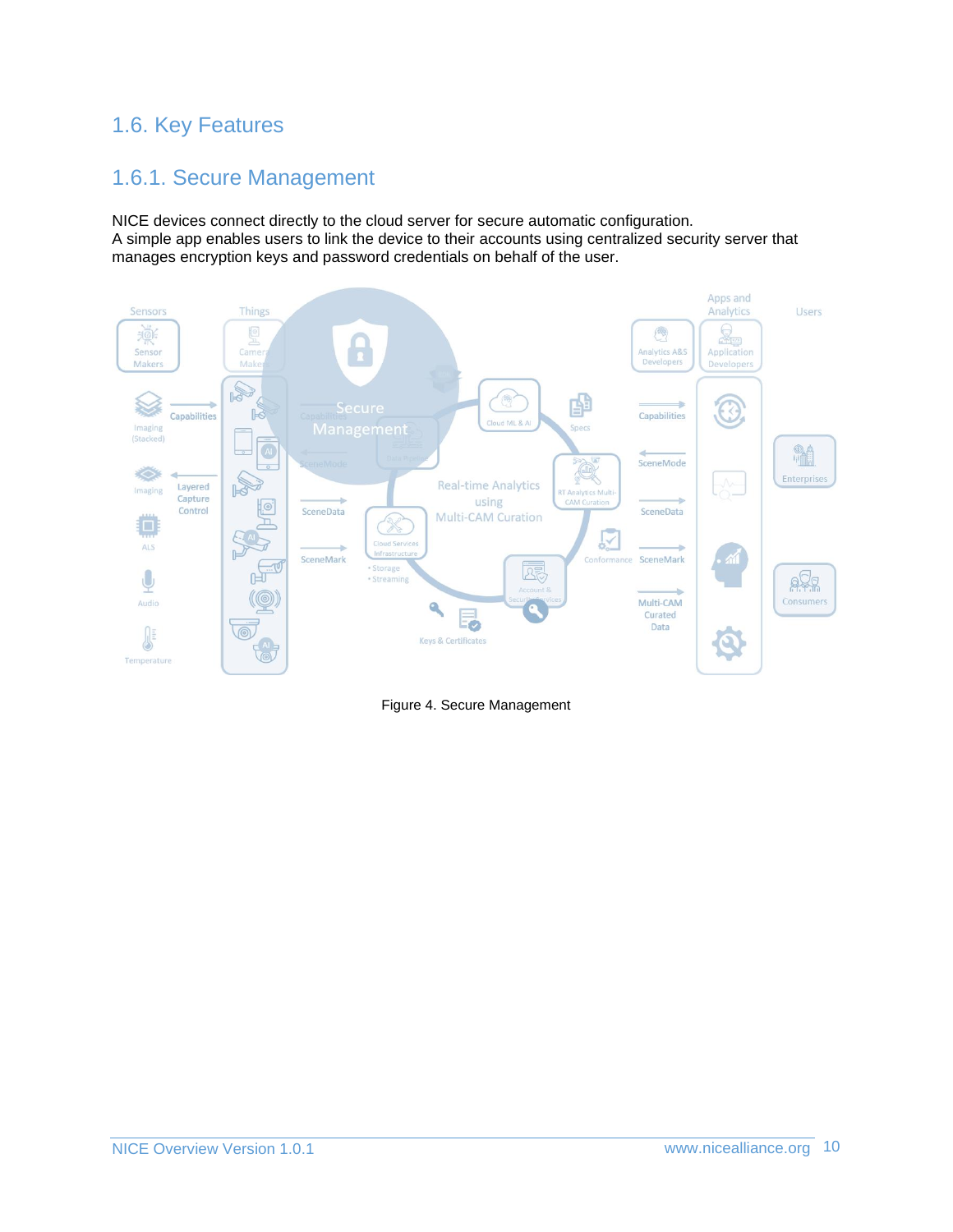## 1.6. Key Features

### 1.6.1. Secure Management

NICE devices connect directly to the cloud server for secure automatic configuration.
A simple app enables users to link the device to their accounts using centralized security server that manages encryption keys and password credentials on behalf of the user.

Figure 4. Secure Management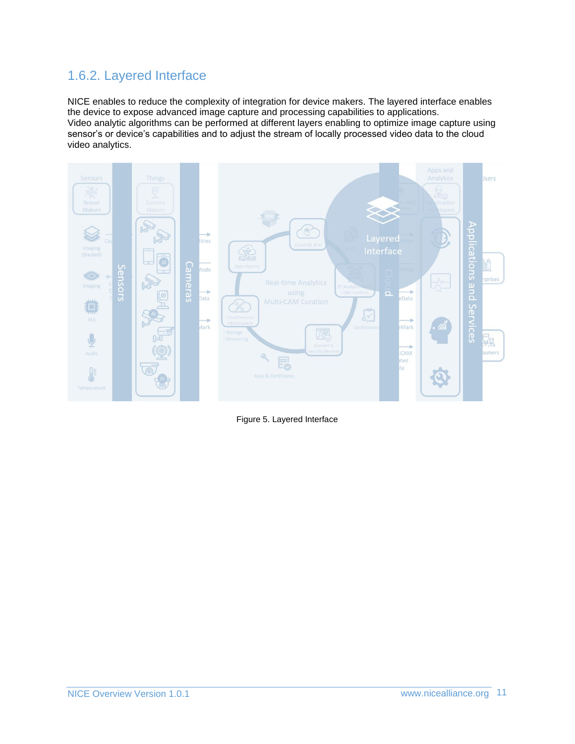## 1.6.2. Layered Interface

NICE enables to reduce the complexity of integration for device makers. The layered interface enables the device to expose advanced image capture and processing capabilities to applications.
Video analytic algorithms can be performed at different layers enabling to optimize image capture using sensor's or device's capabilities and to adjust the stream of locally processed video data to the cloud video analytics.

Figure 5. Layered Interface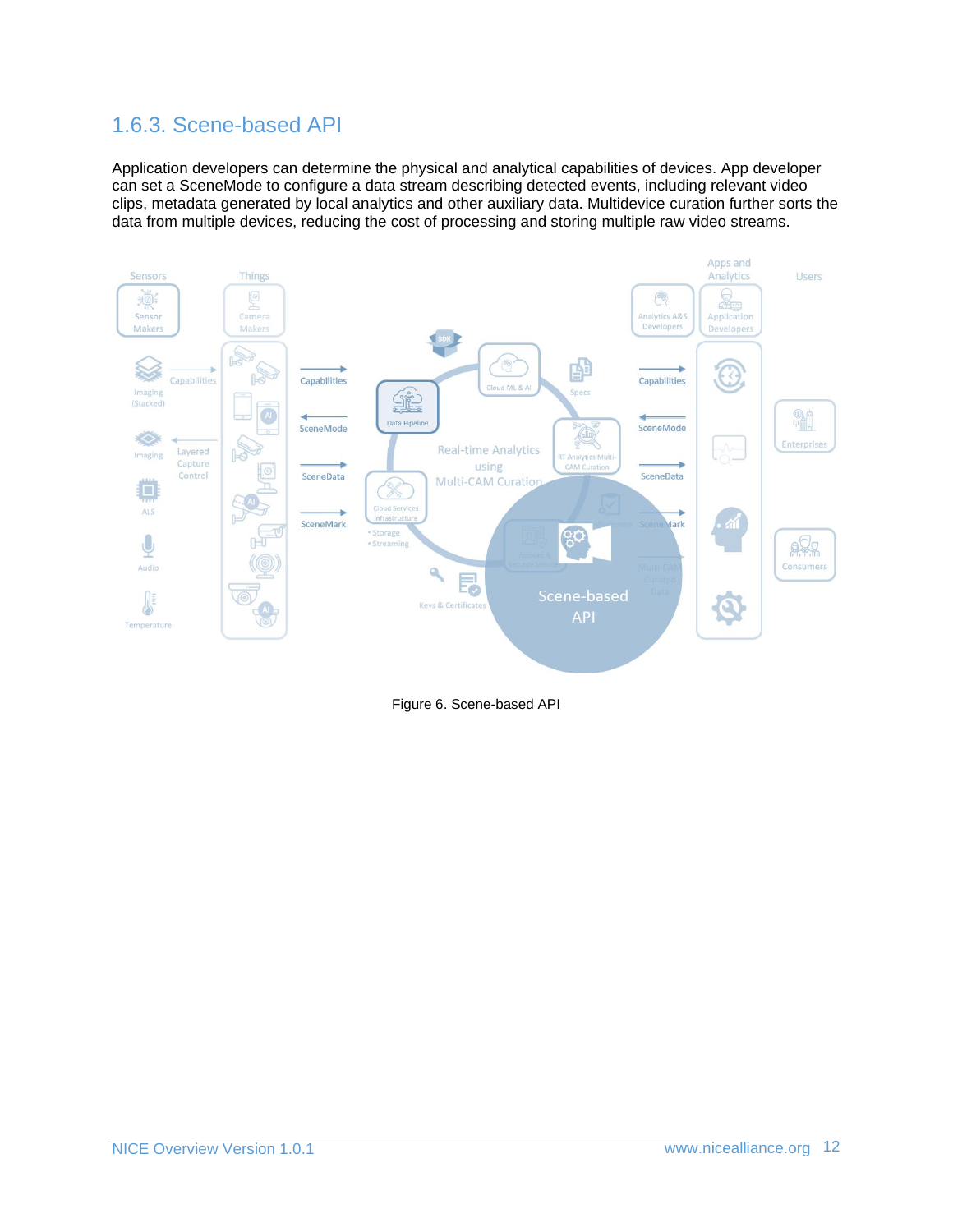## 1.6.3. Scene-based API

Application developers can determine the physical and analytical capabilities of devices. App developer can set a SceneMode to configure a data stream describing detected events, including relevant video clips, metadata generated by local analytics and other auxiliary data. Multidevice curation further sorts the data from multiple devices, reducing the cost of processing and storing multiple raw video streams.

Figure 6. Scene-based API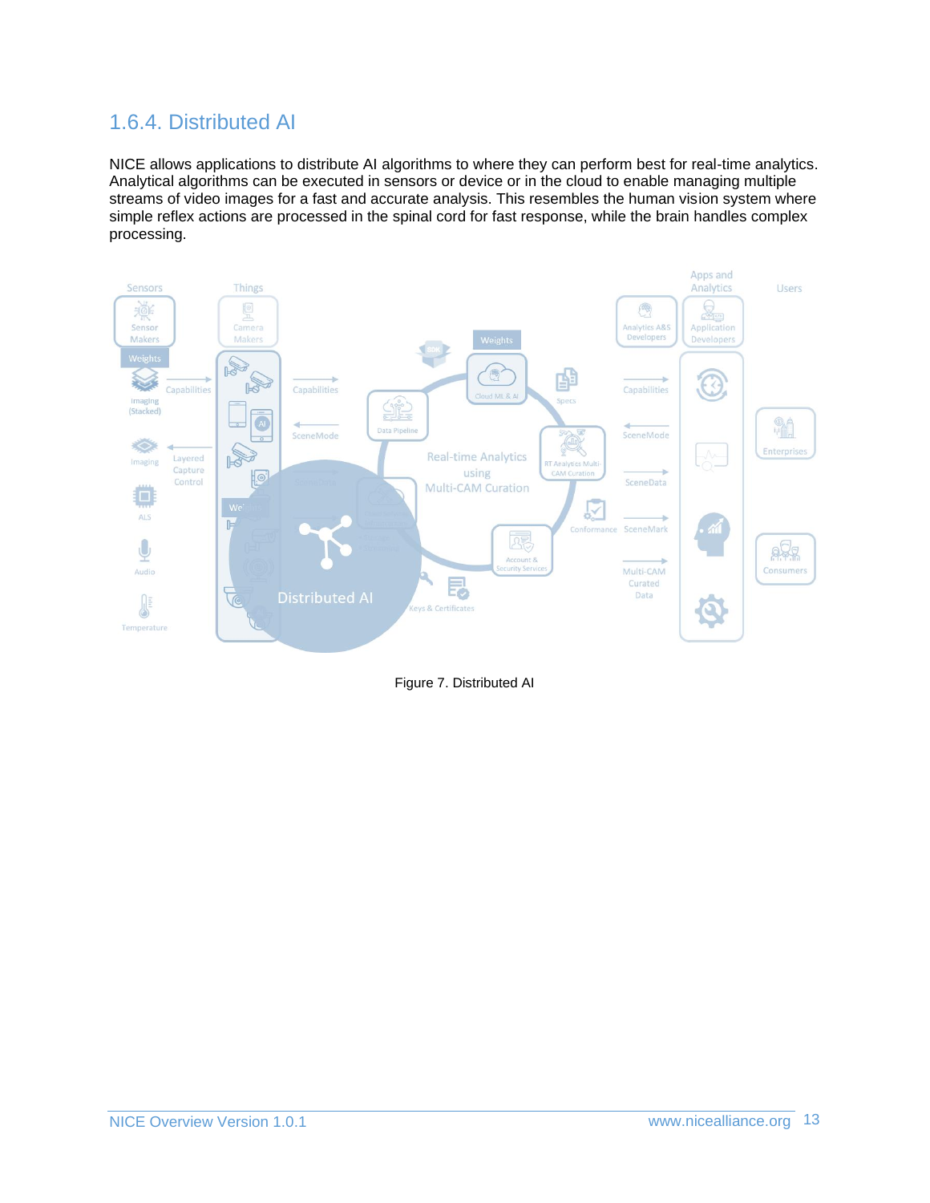## 1.6.4. Distributed AI

NICE allows applications to distribute AI algorithms to where they can perform best for real-time analytics. Analytical algorithms can be executed in sensors or device or in the cloud to enable managing multiple streams of video images for a fast and accurate analysis. This resembles the human vision system where simple reflex actions are processed in the spinal cord for fast response, while the brain handles complex processing.

Figure 7. Distributed AI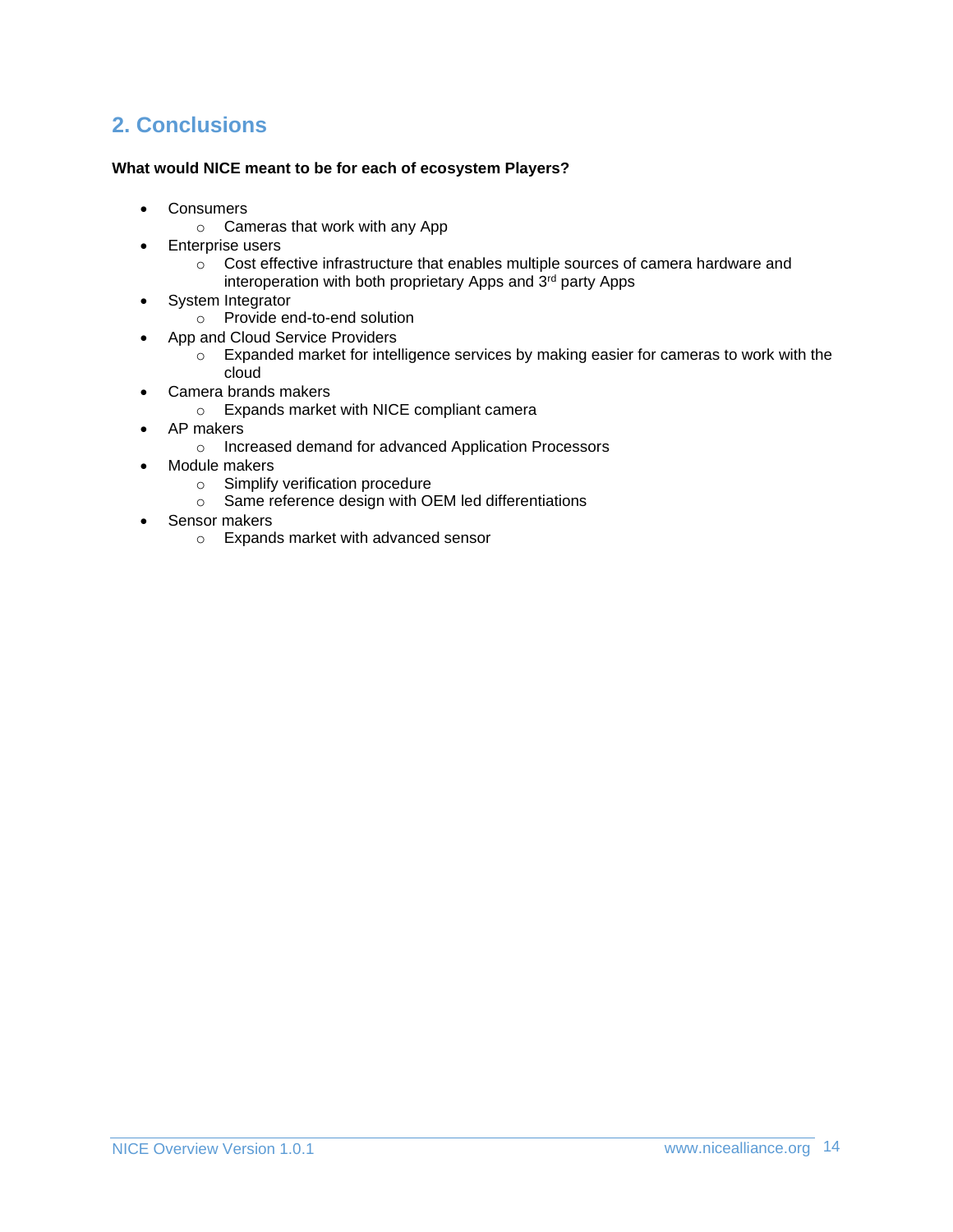## 2. Conclusions

**What would NICE meant to be for each of ecosystem Players?**

- Consumers
  - Cameras that work with any App
- Enterprise users
  - Cost effective infrastructure that enables multiple sources of camera hardware and interoperation with both proprietary Apps and 3rd party Apps
- System Integrator
  - Provide end-to-end solution
- App and Cloud Service Providers
  - Expanded market for intelligence services by making easier for cameras to work with the cloud
- Camera brands makers
  - Expands market with NICE compliant camera
- AP makers
  - Increased demand for advanced Application Processors
- Module makers
  - Simplify verification procedure
  - Same reference design with OEM led differentiations
- Sensor makers
  - Expands market with advanced sensor